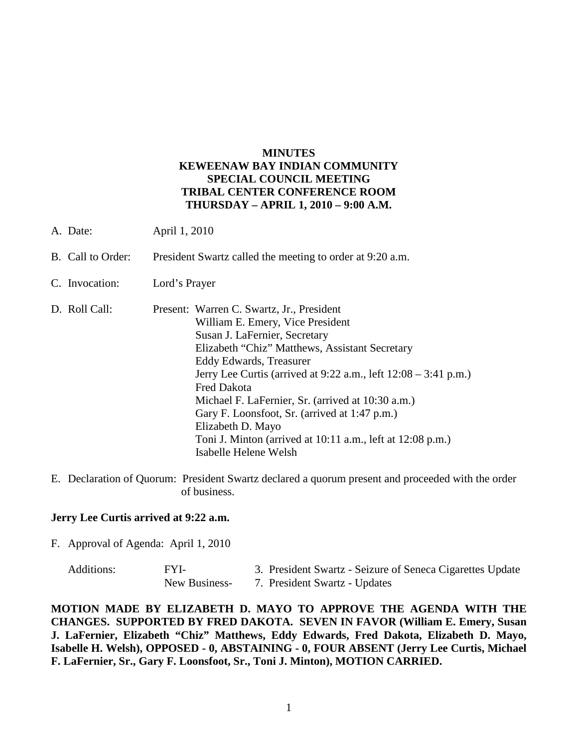**MINUTES**
**KEWEENAW BAY INDIAN COMMUNITY**
**SPECIAL COUNCIL MEETING**
**TRIBAL CENTER CONFERENCE ROOM**
**THURSDAY – APRIL 1, 2010 – 9:00 A.M.**

A. Date: April 1, 2010

B. Call to Order: President Swartz called the meeting to order at 9:20 a.m.

C. Invocation: Lord's Prayer

D. Roll Call: Present: Warren C. Swartz, Jr., President
William E. Emery, Vice President
Susan J. LaFernier, Secretary
Elizabeth "Chiz" Matthews, Assistant Secretary
Eddy Edwards, Treasurer
Jerry Lee Curtis (arrived at 9:22 a.m., left 12:08 – 3:41 p.m.)
Fred Dakota
Michael F. LaFernier, Sr. (arrived at 10:30 a.m.)
Gary F. Loonsfoot, Sr. (arrived at 1:47 p.m.)
Elizabeth D. Mayo
Toni J. Minton (arrived at 10:11 a.m., left at 12:08 p.m.)
Isabelle Helene Welsh

E. Declaration of Quorum: President Swartz declared a quorum present and proceeded with the order of business.

**Jerry Lee Curtis arrived at 9:22 a.m.**

F. Approval of Agenda: April 1, 2010

Additions: FYI- 3. President Swartz - Seizure of Seneca Cigarettes Update
New Business- 7. President Swartz - Updates

**MOTION MADE BY ELIZABETH D. MAYO TO APPROVE THE AGENDA WITH THE CHANGES. SUPPORTED BY FRED DAKOTA. SEVEN IN FAVOR (William E. Emery, Susan J. LaFernier, Elizabeth "Chiz" Matthews, Eddy Edwards, Fred Dakota, Elizabeth D. Mayo, Isabelle H. Welsh), OPPOSED - 0, ABSTAINING - 0, FOUR ABSENT (Jerry Lee Curtis, Michael F. LaFernier, Sr., Gary F. Loonsfoot, Sr., Toni J. Minton), MOTION CARRIED.**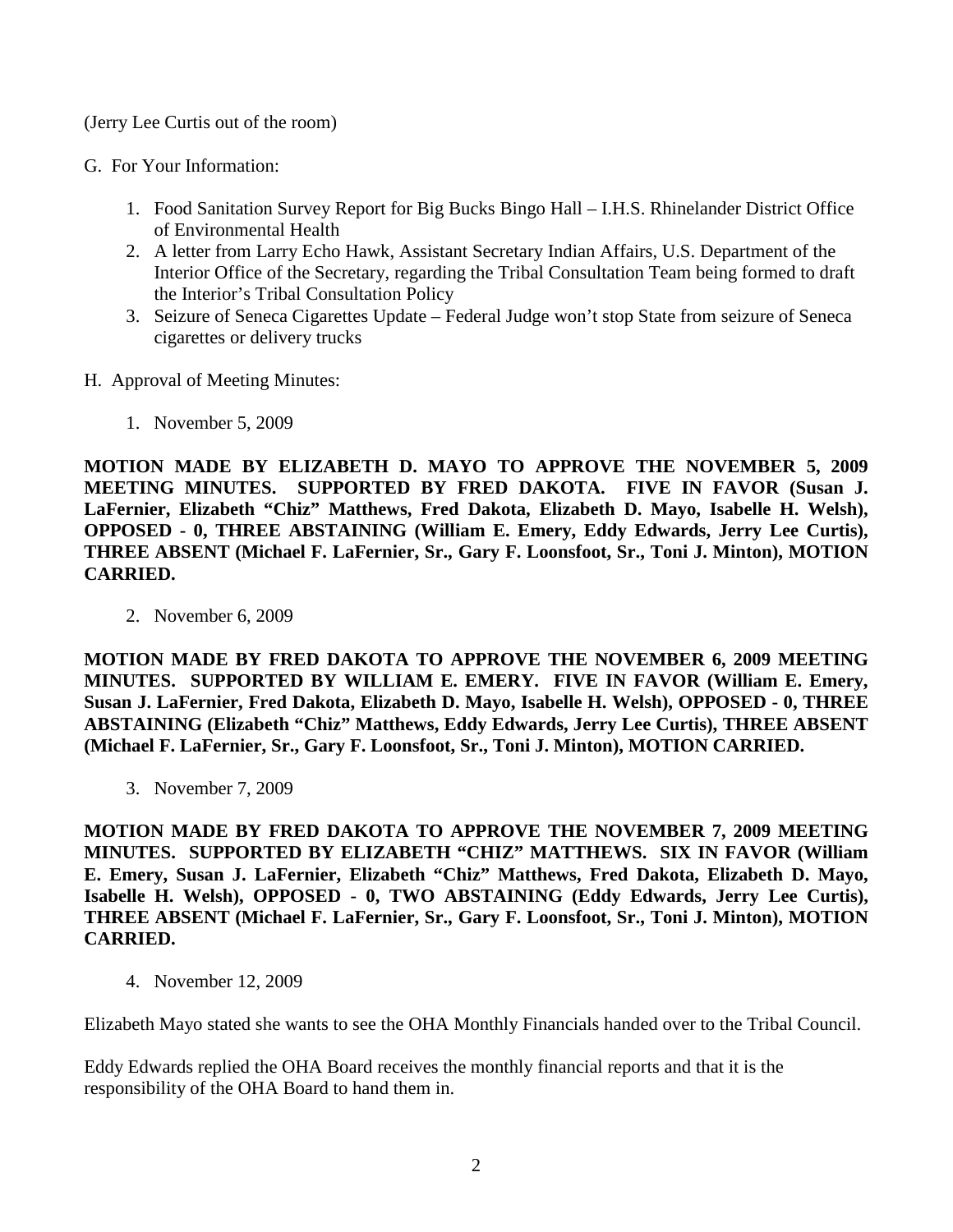(Jerry Lee Curtis out of the room)

G. For Your Information:

1. Food Sanitation Survey Report for Big Bucks Bingo Hall – I.H.S. Rhinelander District Office of Environmental Health
2. A letter from Larry Echo Hawk, Assistant Secretary Indian Affairs, U.S. Department of the Interior Office of the Secretary, regarding the Tribal Consultation Team being formed to draft the Interior's Tribal Consultation Policy
3. Seizure of Seneca Cigarettes Update – Federal Judge won't stop State from seizure of Seneca cigarettes or delivery trucks

H. Approval of Meeting Minutes:

1. November 5, 2009

**MOTION MADE BY ELIZABETH D. MAYO TO APPROVE THE NOVEMBER 5, 2009 MEETING MINUTES. SUPPORTED BY FRED DAKOTA. FIVE IN FAVOR (Susan J. LaFernier, Elizabeth "Chiz" Matthews, Fred Dakota, Elizabeth D. Mayo, Isabelle H. Welsh), OPPOSED - 0, THREE ABSTAINING (William E. Emery, Eddy Edwards, Jerry Lee Curtis), THREE ABSENT (Michael F. LaFernier, Sr., Gary F. Loonsfoot, Sr., Toni J. Minton), MOTION CARRIED.**

2. November 6, 2009

**MOTION MADE BY FRED DAKOTA TO APPROVE THE NOVEMBER 6, 2009 MEETING MINUTES. SUPPORTED BY WILLIAM E. EMERY. FIVE IN FAVOR (William E. Emery, Susan J. LaFernier, Fred Dakota, Elizabeth D. Mayo, Isabelle H. Welsh), OPPOSED - 0, THREE ABSTAINING (Elizabeth "Chiz" Matthews, Eddy Edwards, Jerry Lee Curtis), THREE ABSENT (Michael F. LaFernier, Sr., Gary F. Loonsfoot, Sr., Toni J. Minton), MOTION CARRIED.**

3. November 7, 2009

**MOTION MADE BY FRED DAKOTA TO APPROVE THE NOVEMBER 7, 2009 MEETING MINUTES. SUPPORTED BY ELIZABETH "CHIZ" MATTHEWS. SIX IN FAVOR (William E. Emery, Susan J. LaFernier, Elizabeth "Chiz" Matthews, Fred Dakota, Elizabeth D. Mayo, Isabelle H. Welsh), OPPOSED - 0, TWO ABSTAINING (Eddy Edwards, Jerry Lee Curtis), THREE ABSENT (Michael F. LaFernier, Sr., Gary F. Loonsfoot, Sr., Toni J. Minton), MOTION CARRIED.**

4. November 12, 2009

Elizabeth Mayo stated she wants to see the OHA Monthly Financials handed over to the Tribal Council.

Eddy Edwards replied the OHA Board receives the monthly financial reports and that it is the responsibility of the OHA Board to hand them in.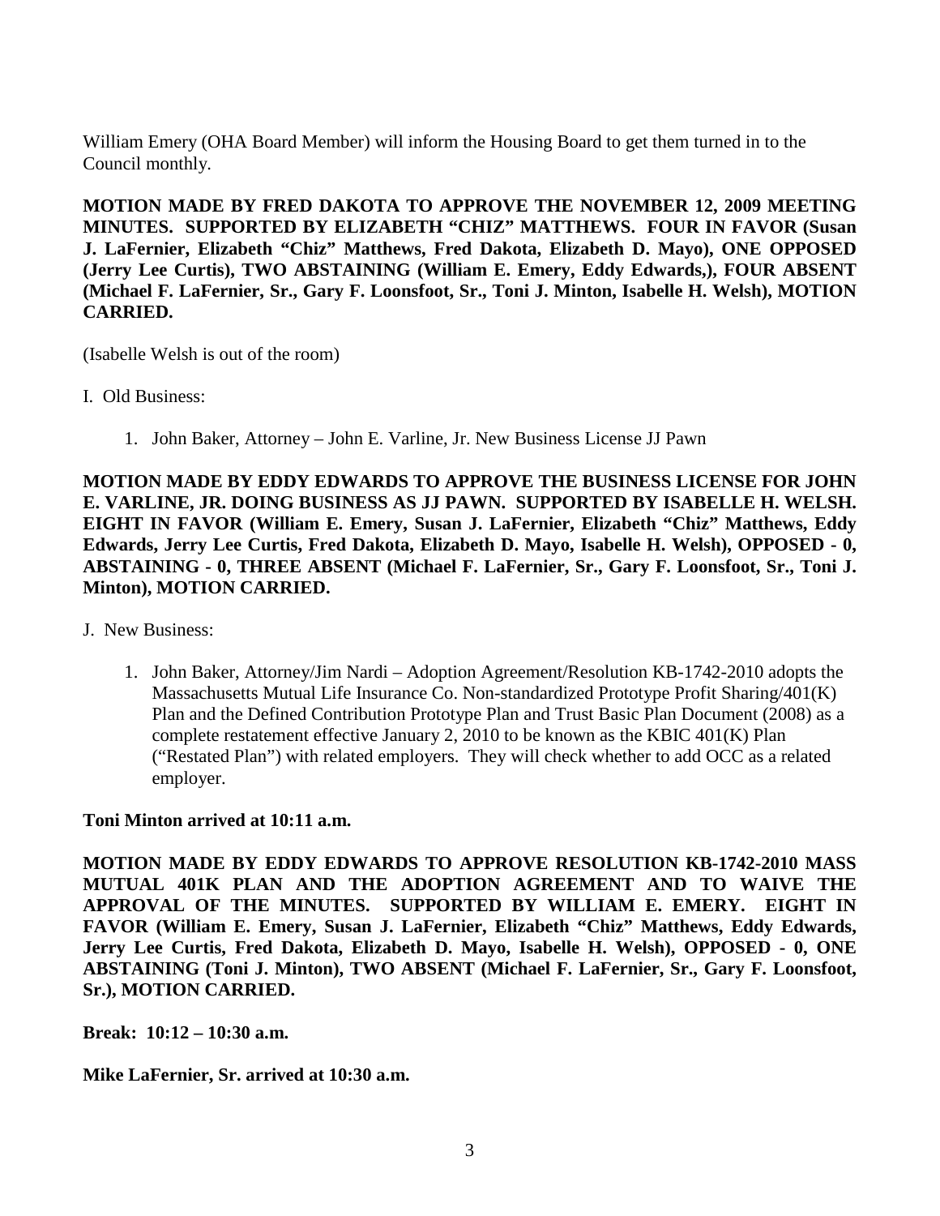William Emery (OHA Board Member) will inform the Housing Board to get them turned in to the Council monthly.

**MOTION MADE BY FRED DAKOTA TO APPROVE THE NOVEMBER 12, 2009 MEETING MINUTES. SUPPORTED BY ELIZABETH "CHIZ" MATTHEWS. FOUR IN FAVOR (Susan J. LaFernier, Elizabeth "Chiz" Matthews, Fred Dakota, Elizabeth D. Mayo), ONE OPPOSED (Jerry Lee Curtis), TWO ABSTAINING (William E. Emery, Eddy Edwards,), FOUR ABSENT (Michael F. LaFernier, Sr., Gary F. Loonsfoot, Sr., Toni J. Minton, Isabelle H. Welsh), MOTION CARRIED.**

(Isabelle Welsh is out of the room)

I. Old Business:

1. John Baker, Attorney – John E. Varline, Jr. New Business License JJ Pawn

**MOTION MADE BY EDDY EDWARDS TO APPROVE THE BUSINESS LICENSE FOR JOHN E. VARLINE, JR. DOING BUSINESS AS JJ PAWN. SUPPORTED BY ISABELLE H. WELSH. EIGHT IN FAVOR (William E. Emery, Susan J. LaFernier, Elizabeth "Chiz" Matthews, Eddy Edwards, Jerry Lee Curtis, Fred Dakota, Elizabeth D. Mayo, Isabelle H. Welsh), OPPOSED - 0, ABSTAINING - 0, THREE ABSENT (Michael F. LaFernier, Sr., Gary F. Loonsfoot, Sr., Toni J. Minton), MOTION CARRIED.**

J. New Business:

1. John Baker, Attorney/Jim Nardi – Adoption Agreement/Resolution KB-1742-2010 adopts the Massachusetts Mutual Life Insurance Co. Non-standardized Prototype Profit Sharing/401(K) Plan and the Defined Contribution Prototype Plan and Trust Basic Plan Document (2008) as a complete restatement effective January 2, 2010 to be known as the KBIC 401(K) Plan ("Restated Plan") with related employers. They will check whether to add OCC as a related employer.

**Toni Minton arrived at 10:11 a.m.**

**MOTION MADE BY EDDY EDWARDS TO APPROVE RESOLUTION KB-1742-2010 MASS MUTUAL 401K PLAN AND THE ADOPTION AGREEMENT AND TO WAIVE THE APPROVAL OF THE MINUTES. SUPPORTED BY WILLIAM E. EMERY. EIGHT IN FAVOR (William E. Emery, Susan J. LaFernier, Elizabeth "Chiz" Matthews, Eddy Edwards, Jerry Lee Curtis, Fred Dakota, Elizabeth D. Mayo, Isabelle H. Welsh), OPPOSED - 0, ONE ABSTAINING (Toni J. Minton), TWO ABSENT (Michael F. LaFernier, Sr., Gary F. Loonsfoot, Sr.), MOTION CARRIED.**

**Break: 10:12 – 10:30 a.m.**

**Mike LaFernier, Sr. arrived at 10:30 a.m.**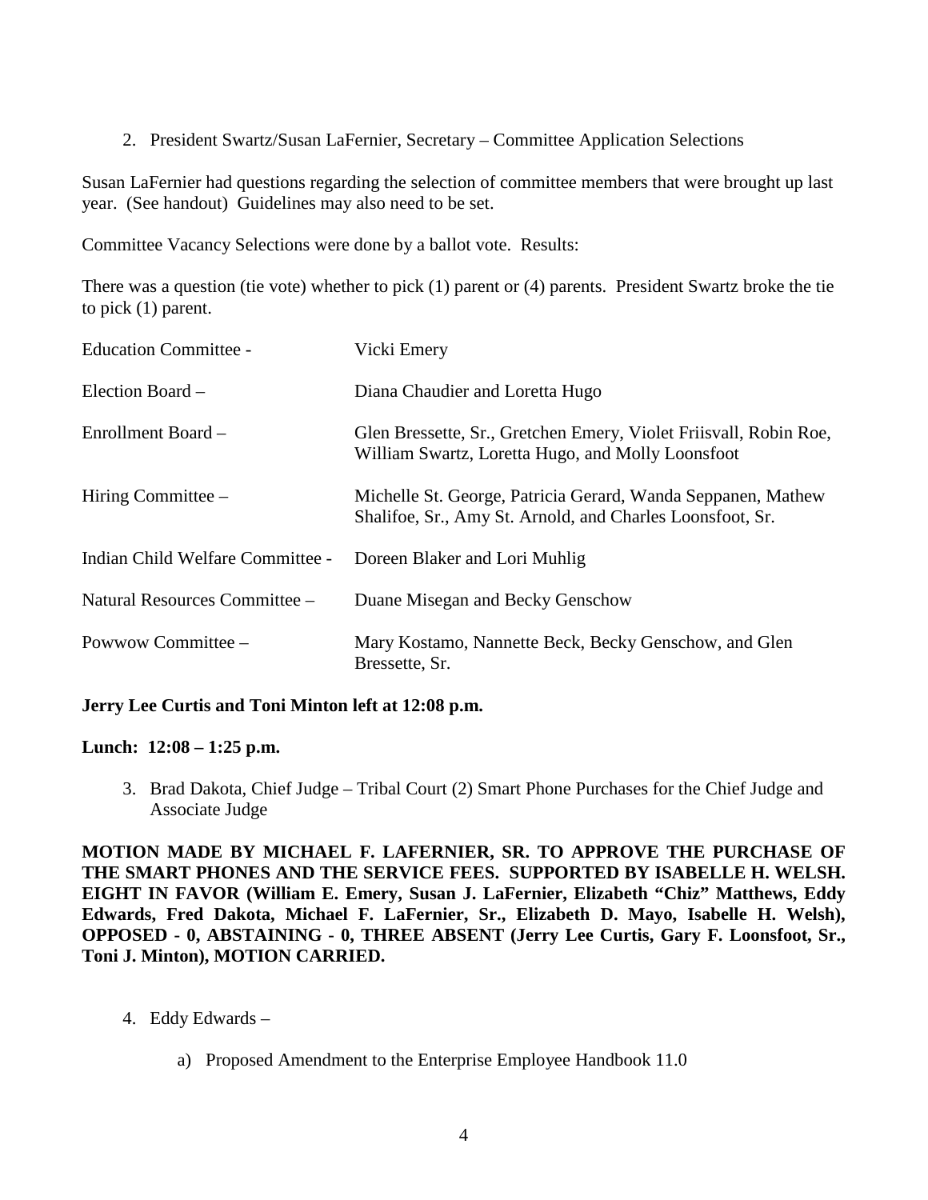2. President Swartz/Susan LaFernier, Secretary – Committee Application Selections

Susan LaFernier had questions regarding the selection of committee members that were brought up last year. (See handout) Guidelines may also need to be set.

Committee Vacancy Selections were done by a ballot vote. Results:

There was a question (tie vote) whether to pick (1) parent or (4) parents. President Swartz broke the tie to pick (1) parent.

| | |
|---|---|
| Education Committee - | Vicki Emery |
| Election Board – | Diana Chaudier and Loretta Hugo |
| Enrollment Board – | Glen Bressette, Sr., Gretchen Emery, Violet Friisvall, Robin Roe, William Swartz, Loretta Hugo, and Molly Loonsfoot |
| Hiring Committee – | Michelle St. George, Patricia Gerard, Wanda Seppanen, Mathew Shalifoe, Sr., Amy St. Arnold, and Charles Loonsfoot, Sr. |
| Indian Child Welfare Committee - | Doreen Blaker and Lori Muhlig |
| Natural Resources Committee – | Duane Misegan and Becky Genschow |
| Powwow Committee – | Mary Kostamo, Nannette Beck, Becky Genschow, and Glen Bressette, Sr. |

**Jerry Lee Curtis and Toni Minton left at 12:08 p.m.**

**Lunch: 12:08 – 1:25 p.m.**

3. Brad Dakota, Chief Judge – Tribal Court (2) Smart Phone Purchases for the Chief Judge and Associate Judge

**MOTION MADE BY MICHAEL F. LAFERNIER, SR. TO APPROVE THE PURCHASE OF THE SMART PHONES AND THE SERVICE FEES. SUPPORTED BY ISABELLE H. WELSH. EIGHT IN FAVOR (William E. Emery, Susan J. LaFernier, Elizabeth "Chiz" Matthews, Eddy Edwards, Fred Dakota, Michael F. LaFernier, Sr., Elizabeth D. Mayo, Isabelle H. Welsh), OPPOSED - 0, ABSTAINING - 0, THREE ABSENT (Jerry Lee Curtis, Gary F. Loonsfoot, Sr., Toni J. Minton), MOTION CARRIED.**

4. Eddy Edwards –

   a) Proposed Amendment to the Enterprise Employee Handbook 11.0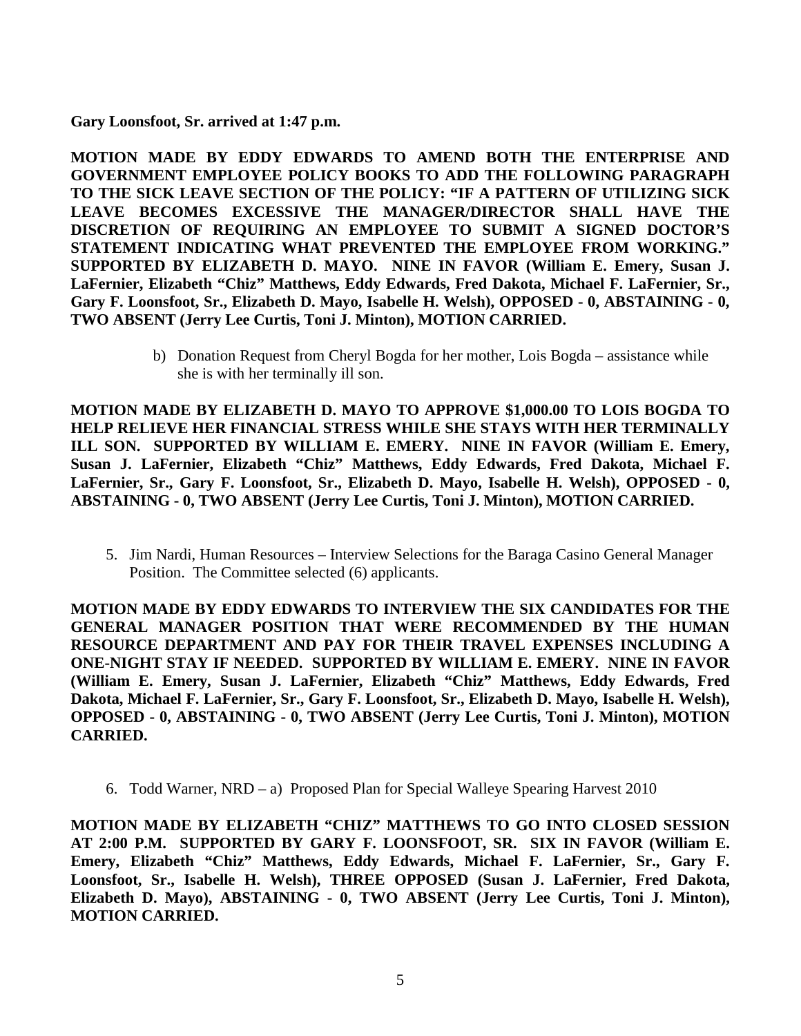**Gary Loonsfoot, Sr. arrived at 1:47 p.m.**

**MOTION MADE BY EDDY EDWARDS TO AMEND BOTH THE ENTERPRISE AND GOVERNMENT EMPLOYEE POLICY BOOKS TO ADD THE FOLLOWING PARAGRAPH TO THE SICK LEAVE SECTION OF THE POLICY: "IF A PATTERN OF UTILIZING SICK LEAVE BECOMES EXCESSIVE THE MANAGER/DIRECTOR SHALL HAVE THE DISCRETION OF REQUIRING AN EMPLOYEE TO SUBMIT A SIGNED DOCTOR'S STATEMENT INDICATING WHAT PREVENTED THE EMPLOYEE FROM WORKING." SUPPORTED BY ELIZABETH D. MAYO. NINE IN FAVOR (William E. Emery, Susan J. LaFernier, Elizabeth "Chiz" Matthews, Eddy Edwards, Fred Dakota, Michael F. LaFernier, Sr., Gary F. Loonsfoot, Sr., Elizabeth D. Mayo, Isabelle H. Welsh), OPPOSED - 0, ABSTAINING - 0, TWO ABSENT (Jerry Lee Curtis, Toni J. Minton), MOTION CARRIED.**

b) Donation Request from Cheryl Bogda for her mother, Lois Bogda – assistance while she is with her terminally ill son.

**MOTION MADE BY ELIZABETH D. MAYO TO APPROVE $1,000.00 TO LOIS BOGDA TO HELP RELIEVE HER FINANCIAL STRESS WHILE SHE STAYS WITH HER TERMINALLY ILL SON. SUPPORTED BY WILLIAM E. EMERY. NINE IN FAVOR (William E. Emery, Susan J. LaFernier, Elizabeth "Chiz" Matthews, Eddy Edwards, Fred Dakota, Michael F. LaFernier, Sr., Gary F. Loonsfoot, Sr., Elizabeth D. Mayo, Isabelle H. Welsh), OPPOSED - 0, ABSTAINING - 0, TWO ABSENT (Jerry Lee Curtis, Toni J. Minton), MOTION CARRIED.**

5. Jim Nardi, Human Resources – Interview Selections for the Baraga Casino General Manager Position. The Committee selected (6) applicants.

**MOTION MADE BY EDDY EDWARDS TO INTERVIEW THE SIX CANDIDATES FOR THE GENERAL MANAGER POSITION THAT WERE RECOMMENDED BY THE HUMAN RESOURCE DEPARTMENT AND PAY FOR THEIR TRAVEL EXPENSES INCLUDING A ONE-NIGHT STAY IF NEEDED. SUPPORTED BY WILLIAM E. EMERY. NINE IN FAVOR (William E. Emery, Susan J. LaFernier, Elizabeth "Chiz" Matthews, Eddy Edwards, Fred Dakota, Michael F. LaFernier, Sr., Gary F. Loonsfoot, Sr., Elizabeth D. Mayo, Isabelle H. Welsh), OPPOSED - 0, ABSTAINING - 0, TWO ABSENT (Jerry Lee Curtis, Toni J. Minton), MOTION CARRIED.**

6. Todd Warner, NRD – a) Proposed Plan for Special Walleye Spearing Harvest 2010

**MOTION MADE BY ELIZABETH "CHIZ" MATTHEWS TO GO INTO CLOSED SESSION AT 2:00 P.M. SUPPORTED BY GARY F. LOONSFOOT, SR. SIX IN FAVOR (William E. Emery, Elizabeth "Chiz" Matthews, Eddy Edwards, Michael F. LaFernier, Sr., Gary F. Loonsfoot, Sr., Isabelle H. Welsh), THREE OPPOSED (Susan J. LaFernier, Fred Dakota, Elizabeth D. Mayo), ABSTAINING - 0, TWO ABSENT (Jerry Lee Curtis, Toni J. Minton), MOTION CARRIED.**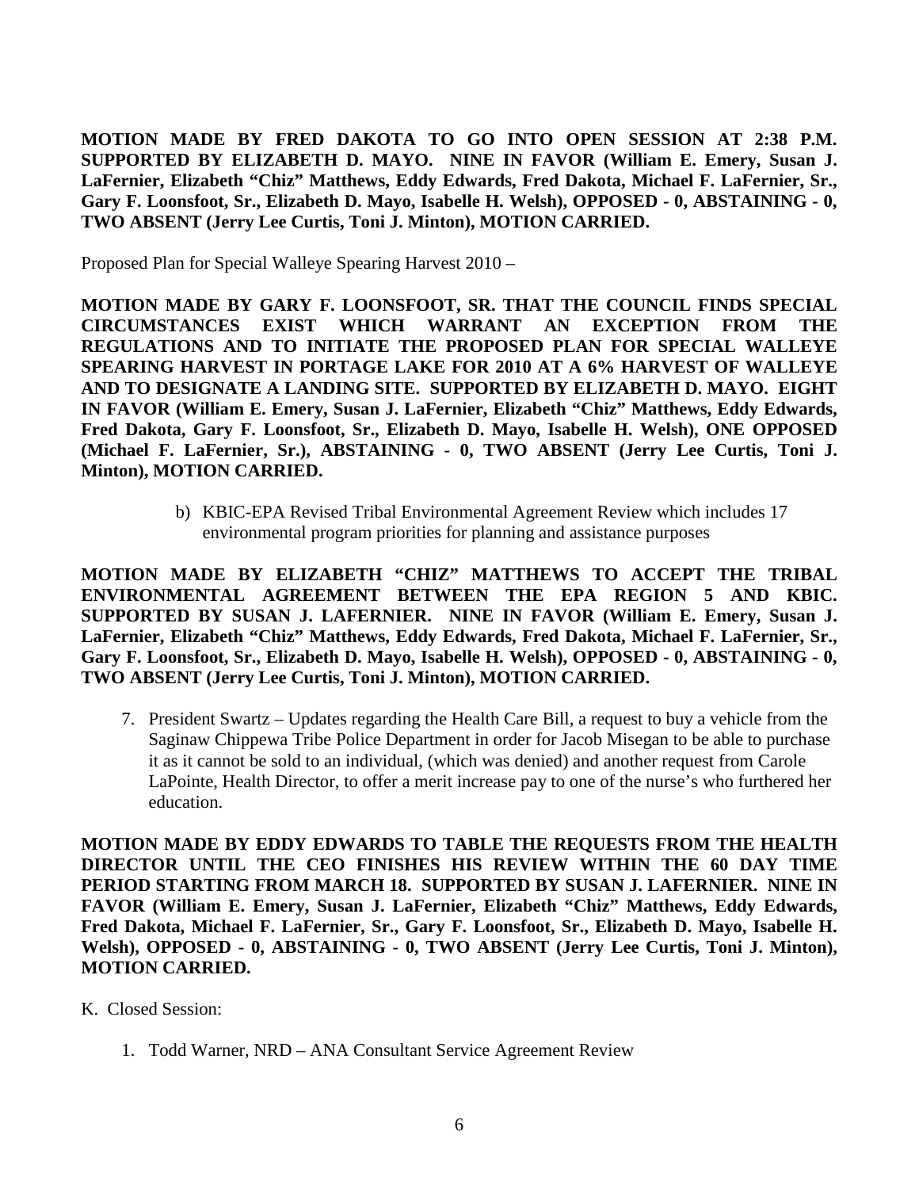**MOTION MADE BY FRED DAKOTA TO GO INTO OPEN SESSION AT 2:38 P.M. SUPPORTED BY ELIZABETH D. MAYO. NINE IN FAVOR (William E. Emery, Susan J. LaFernier, Elizabeth "Chiz" Matthews, Eddy Edwards, Fred Dakota, Michael F. LaFernier, Sr., Gary F. Loonsfoot, Sr., Elizabeth D. Mayo, Isabelle H. Welsh), OPPOSED - 0, ABSTAINING - 0, TWO ABSENT (Jerry Lee Curtis, Toni J. Minton), MOTION CARRIED.**

Proposed Plan for Special Walleye Spearing Harvest 2010 –

**MOTION MADE BY GARY F. LOONSFOOT, SR. THAT THE COUNCIL FINDS SPECIAL CIRCUMSTANCES EXIST WHICH WARRANT AN EXCEPTION FROM THE REGULATIONS AND TO INITIATE THE PROPOSED PLAN FOR SPECIAL WALLEYE SPEARING HARVEST IN PORTAGE LAKE FOR 2010 AT A 6% HARVEST OF WALLEYE AND TO DESIGNATE A LANDING SITE. SUPPORTED BY ELIZABETH D. MAYO. EIGHT IN FAVOR (William E. Emery, Susan J. LaFernier, Elizabeth "Chiz" Matthews, Eddy Edwards, Fred Dakota, Gary F. Loonsfoot, Sr., Elizabeth D. Mayo, Isabelle H. Welsh), ONE OPPOSED (Michael F. LaFernier, Sr.), ABSTAINING - 0, TWO ABSENT (Jerry Lee Curtis, Toni J. Minton), MOTION CARRIED.**

b) KBIC-EPA Revised Tribal Environmental Agreement Review which includes 17 environmental program priorities for planning and assistance purposes

**MOTION MADE BY ELIZABETH "CHIZ" MATTHEWS TO ACCEPT THE TRIBAL ENVIRONMENTAL AGREEMENT BETWEEN THE EPA REGION 5 AND KBIC. SUPPORTED BY SUSAN J. LAFERNIER. NINE IN FAVOR (William E. Emery, Susan J. LaFernier, Elizabeth "Chiz" Matthews, Eddy Edwards, Fred Dakota, Michael F. LaFernier, Sr., Gary F. Loonsfoot, Sr., Elizabeth D. Mayo, Isabelle H. Welsh), OPPOSED - 0, ABSTAINING - 0, TWO ABSENT (Jerry Lee Curtis, Toni J. Minton), MOTION CARRIED.**

7. President Swartz – Updates regarding the Health Care Bill, a request to buy a vehicle from the Saginaw Chippewa Tribe Police Department in order for Jacob Misegan to be able to purchase it as it cannot be sold to an individual, (which was denied) and another request from Carole LaPointe, Health Director, to offer a merit increase pay to one of the nurse's who furthered her education.

**MOTION MADE BY EDDY EDWARDS TO TABLE THE REQUESTS FROM THE HEALTH DIRECTOR UNTIL THE CEO FINISHES HIS REVIEW WITHIN THE 60 DAY TIME PERIOD STARTING FROM MARCH 18. SUPPORTED BY SUSAN J. LAFERNIER. NINE IN FAVOR (William E. Emery, Susan J. LaFernier, Elizabeth "Chiz" Matthews, Eddy Edwards, Fred Dakota, Michael F. LaFernier, Sr., Gary F. Loonsfoot, Sr., Elizabeth D. Mayo, Isabelle H. Welsh), OPPOSED - 0, ABSTAINING - 0, TWO ABSENT (Jerry Lee Curtis, Toni J. Minton), MOTION CARRIED.**

K. Closed Session:

1. Todd Warner, NRD – ANA Consultant Service Agreement Review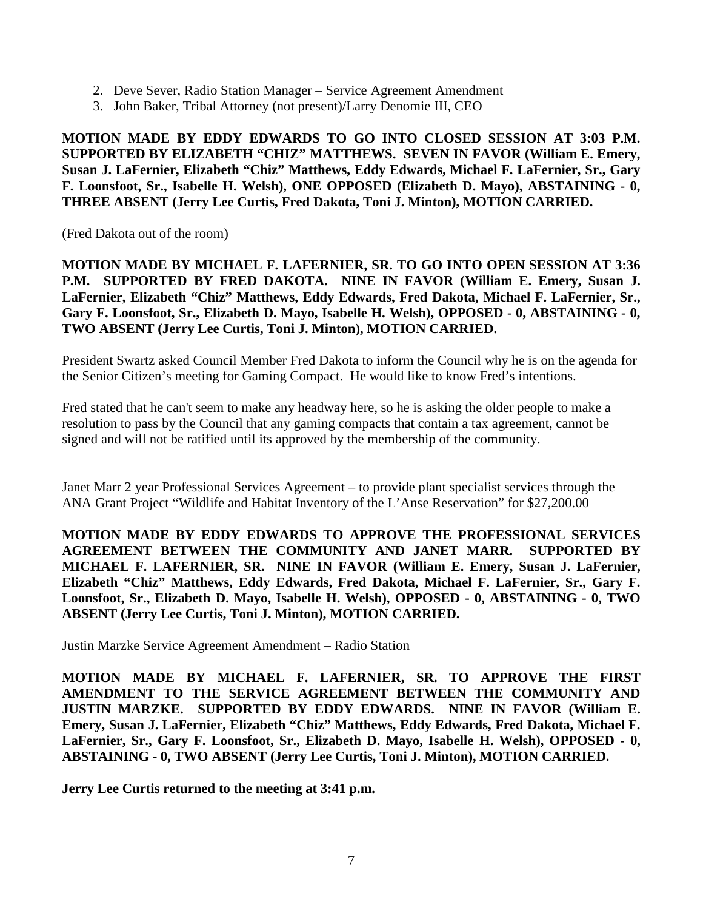2. Deve Sever, Radio Station Manager – Service Agreement Amendment
3. John Baker, Tribal Attorney (not present)/Larry Denomie III, CEO

**MOTION MADE BY EDDY EDWARDS TO GO INTO CLOSED SESSION AT 3:03 P.M. SUPPORTED BY ELIZABETH "CHIZ" MATTHEWS. SEVEN IN FAVOR (William E. Emery, Susan J. LaFernier, Elizabeth "Chiz" Matthews, Eddy Edwards, Michael F. LaFernier, Sr., Gary F. Loonsfoot, Sr., Isabelle H. Welsh), ONE OPPOSED (Elizabeth D. Mayo), ABSTAINING - 0, THREE ABSENT (Jerry Lee Curtis, Fred Dakota, Toni J. Minton), MOTION CARRIED.**

(Fred Dakota out of the room)

**MOTION MADE BY MICHAEL F. LAFERNIER, SR. TO GO INTO OPEN SESSION AT 3:36 P.M. SUPPORTED BY FRED DAKOTA. NINE IN FAVOR (William E. Emery, Susan J. LaFernier, Elizabeth "Chiz" Matthews, Eddy Edwards, Fred Dakota, Michael F. LaFernier, Sr., Gary F. Loonsfoot, Sr., Elizabeth D. Mayo, Isabelle H. Welsh), OPPOSED - 0, ABSTAINING - 0, TWO ABSENT (Jerry Lee Curtis, Toni J. Minton), MOTION CARRIED.**

President Swartz asked Council Member Fred Dakota to inform the Council why he is on the agenda for the Senior Citizen's meeting for Gaming Compact. He would like to know Fred's intentions.

Fred stated that he can't seem to make any headway here, so he is asking the older people to make a resolution to pass by the Council that any gaming compacts that contain a tax agreement, cannot be signed and will not be ratified until its approved by the membership of the community.

Janet Marr 2 year Professional Services Agreement – to provide plant specialist services through the ANA Grant Project "Wildlife and Habitat Inventory of the L'Anse Reservation" for $27,200.00

**MOTION MADE BY EDDY EDWARDS TO APPROVE THE PROFESSIONAL SERVICES AGREEMENT BETWEEN THE COMMUNITY AND JANET MARR. SUPPORTED BY MICHAEL F. LAFERNIER, SR. NINE IN FAVOR (William E. Emery, Susan J. LaFernier, Elizabeth "Chiz" Matthews, Eddy Edwards, Fred Dakota, Michael F. LaFernier, Sr., Gary F. Loonsfoot, Sr., Elizabeth D. Mayo, Isabelle H. Welsh), OPPOSED - 0, ABSTAINING - 0, TWO ABSENT (Jerry Lee Curtis, Toni J. Minton), MOTION CARRIED.**

Justin Marzke Service Agreement Amendment – Radio Station

**MOTION MADE BY MICHAEL F. LAFERNIER, SR. TO APPROVE THE FIRST AMENDMENT TO THE SERVICE AGREEMENT BETWEEN THE COMMUNITY AND JUSTIN MARZKE. SUPPORTED BY EDDY EDWARDS. NINE IN FAVOR (William E. Emery, Susan J. LaFernier, Elizabeth "Chiz" Matthews, Eddy Edwards, Fred Dakota, Michael F. LaFernier, Sr., Gary F. Loonsfoot, Sr., Elizabeth D. Mayo, Isabelle H. Welsh), OPPOSED - 0, ABSTAINING - 0, TWO ABSENT (Jerry Lee Curtis, Toni J. Minton), MOTION CARRIED.**

**Jerry Lee Curtis returned to the meeting at 3:41 p.m.**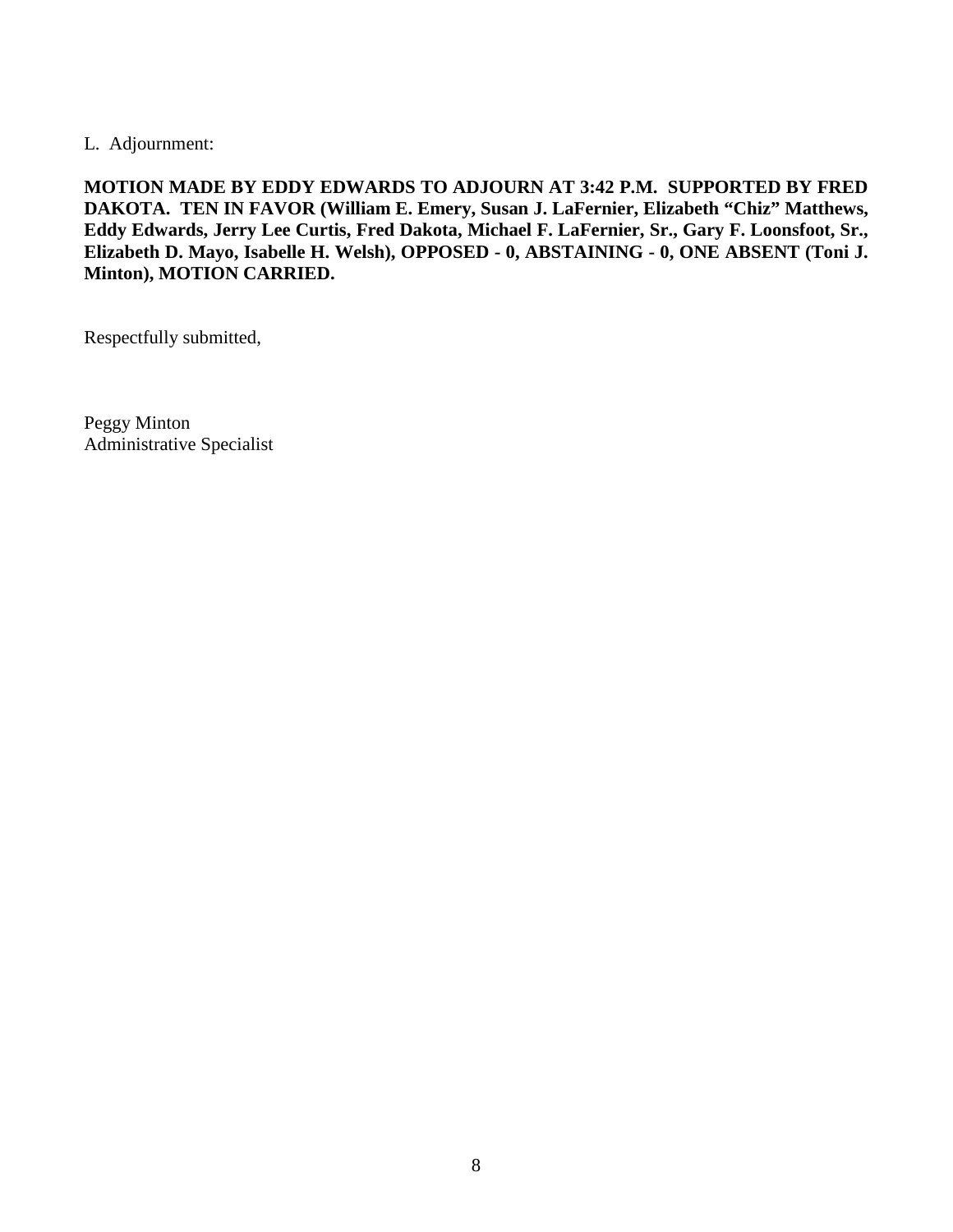L. Adjournment:

**MOTION MADE BY EDDY EDWARDS TO ADJOURN AT 3:42 P.M. SUPPORTED BY FRED DAKOTA. TEN IN FAVOR (William E. Emery, Susan J. LaFernier, Elizabeth "Chiz" Matthews, Eddy Edwards, Jerry Lee Curtis, Fred Dakota, Michael F. LaFernier, Sr., Gary F. Loonsfoot, Sr., Elizabeth D. Mayo, Isabelle H. Welsh), OPPOSED - 0, ABSTAINING - 0, ONE ABSENT (Toni J. Minton), MOTION CARRIED.**

Respectfully submitted,

Peggy Minton
Administrative Specialist